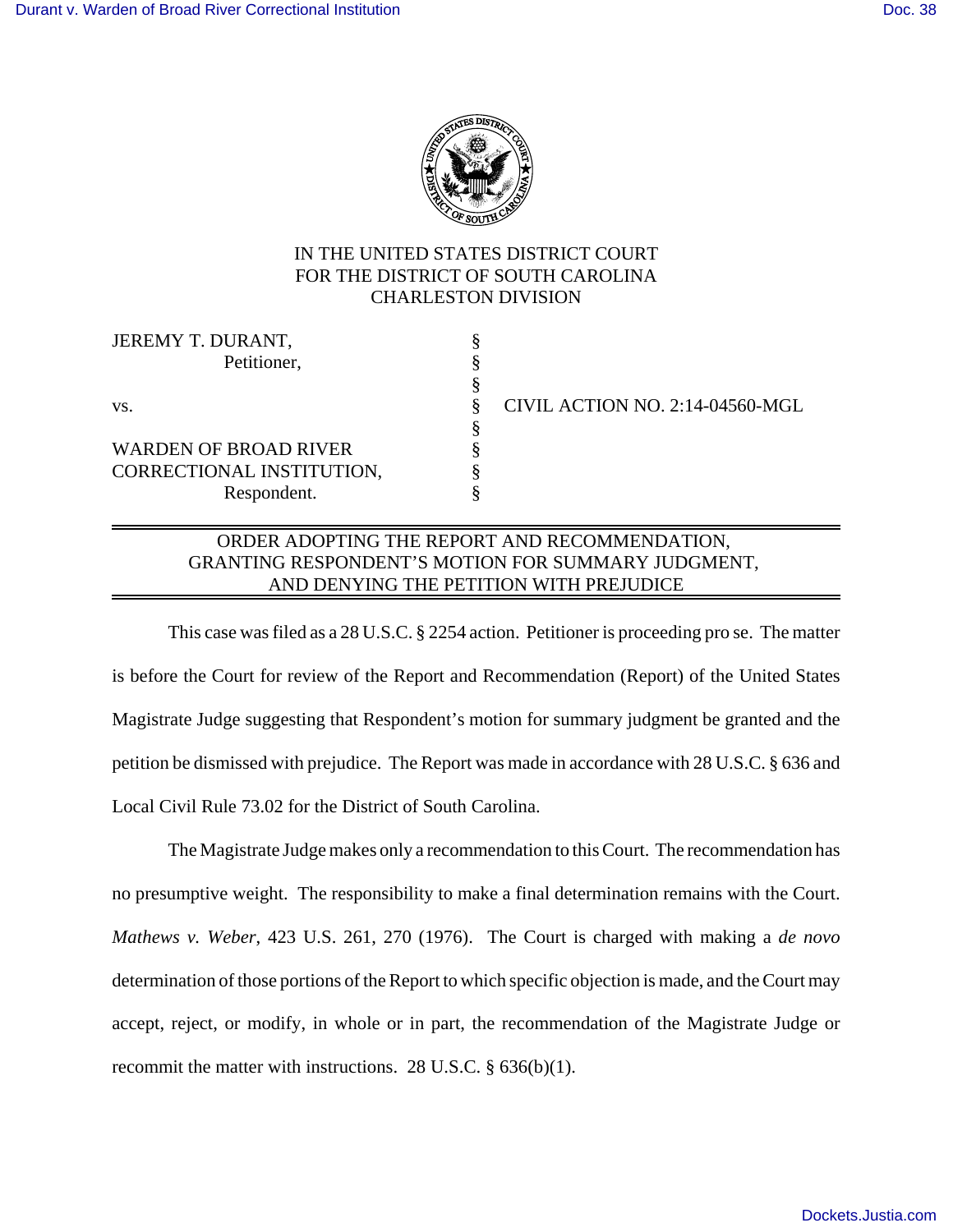IN THE UNITED STATES DISTRICT COURT
FOR THE DISTRICT OF SOUTH CAROLINA
CHARLESTON DIVISION

| | | |
|---|---|---|
| JEREMY T. DURANT, Petitioner, | § | |
| vs. | § | CIVIL ACTION NO. 2:14-04560-MGL |
| WARDEN OF BROAD RIVER CORRECTIONAL INSTITUTION, Respondent. | § | |

## ORDER ADOPTING THE REPORT AND RECOMMENDATION, GRANTING RESPONDENT'S MOTION FOR SUMMARY JUDGMENT, AND DENYING THE PETITION WITH PREJUDICE

This case was filed as a 28 U.S.C. § 2254 action. Petitioner is proceeding pro se. The matter is before the Court for review of the Report and Recommendation (Report) of the United States Magistrate Judge suggesting that Respondent's motion for summary judgment be granted and the petition be dismissed with prejudice. The Report was made in accordance with 28 U.S.C. § 636 and Local Civil Rule 73.02 for the District of South Carolina.

The Magistrate Judge makes only a recommendation to this Court. The recommendation has no presumptive weight. The responsibility to make a final determination remains with the Court. *Mathews v. Weber*, 423 U.S. 261, 270 (1976). The Court is charged with making a *de novo* determination of those portions of the Report to which specific objection is made, and the Court may accept, reject, or modify, in whole or in part, the recommendation of the Magistrate Judge or recommit the matter with instructions. 28 U.S.C. § 636(b)(1).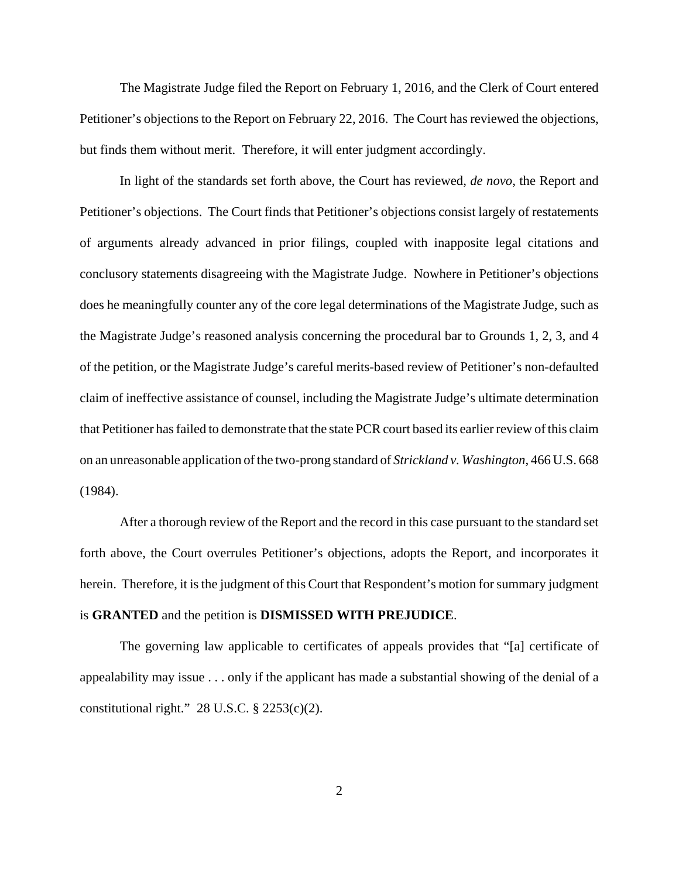The Magistrate Judge filed the Report on February 1, 2016, and the Clerk of Court entered Petitioner's objections to the Report on February 22, 2016. The Court has reviewed the objections, but finds them without merit. Therefore, it will enter judgment accordingly.

In light of the standards set forth above, the Court has reviewed, *de novo*, the Report and Petitioner's objections. The Court finds that Petitioner's objections consist largely of restatements of arguments already advanced in prior filings, coupled with inapposite legal citations and conclusory statements disagreeing with the Magistrate Judge. Nowhere in Petitioner's objections does he meaningfully counter any of the core legal determinations of the Magistrate Judge, such as the Magistrate Judge's reasoned analysis concerning the procedural bar to Grounds 1, 2, 3, and 4 of the petition, or the Magistrate Judge's careful merits-based review of Petitioner's non-defaulted claim of ineffective assistance of counsel, including the Magistrate Judge's ultimate determination that Petitioner has failed to demonstrate that the state PCR court based its earlier review of this claim on an unreasonable application of the two-prong standard of *Strickland v. Washington*, 466 U.S. 668 (1984).

After a thorough review of the Report and the record in this case pursuant to the standard set forth above, the Court overrules Petitioner's objections, adopts the Report, and incorporates it herein. Therefore, it is the judgment of this Court that Respondent's motion for summary judgment is **GRANTED** and the petition is **DISMISSED WITH PREJUDICE**.

The governing law applicable to certificates of appeals provides that "[a] certificate of appealability may issue . . . only if the applicant has made a substantial showing of the denial of a constitutional right." 28 U.S.C. § 2253(c)(2).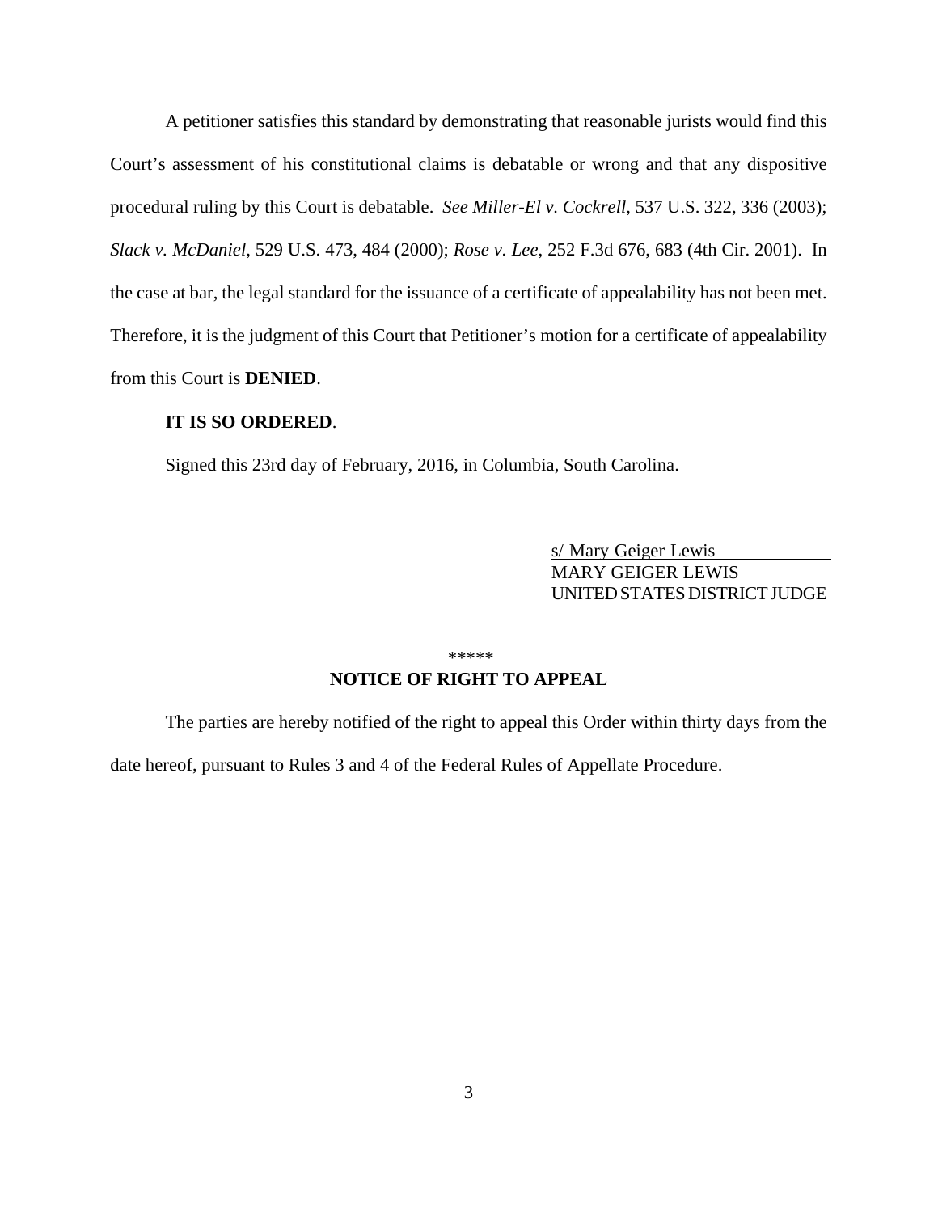A petitioner satisfies this standard by demonstrating that reasonable jurists would find this Court's assessment of his constitutional claims is debatable or wrong and that any dispositive procedural ruling by this Court is debatable. *See Miller-El v. Cockrell*, 537 U.S. 322, 336 (2003); *Slack v. McDaniel*, 529 U.S. 473, 484 (2000); *Rose v. Lee*, 252 F.3d 676, 683 (4th Cir. 2001). In the case at bar, the legal standard for the issuance of a certificate of appealability has not been met. Therefore, it is the judgment of this Court that Petitioner's motion for a certificate of appealability from this Court is **DENIED**.

**IT IS SO ORDERED**.

Signed this 23rd day of February, 2016, in Columbia, South Carolina.

s/ Mary Geiger Lewis
MARY GEIGER LEWIS
UNITED STATES DISTRICT JUDGE

*****

**NOTICE OF RIGHT TO APPEAL**

The parties are hereby notified of the right to appeal this Order within thirty days from the date hereof, pursuant to Rules 3 and 4 of the Federal Rules of Appellate Procedure.